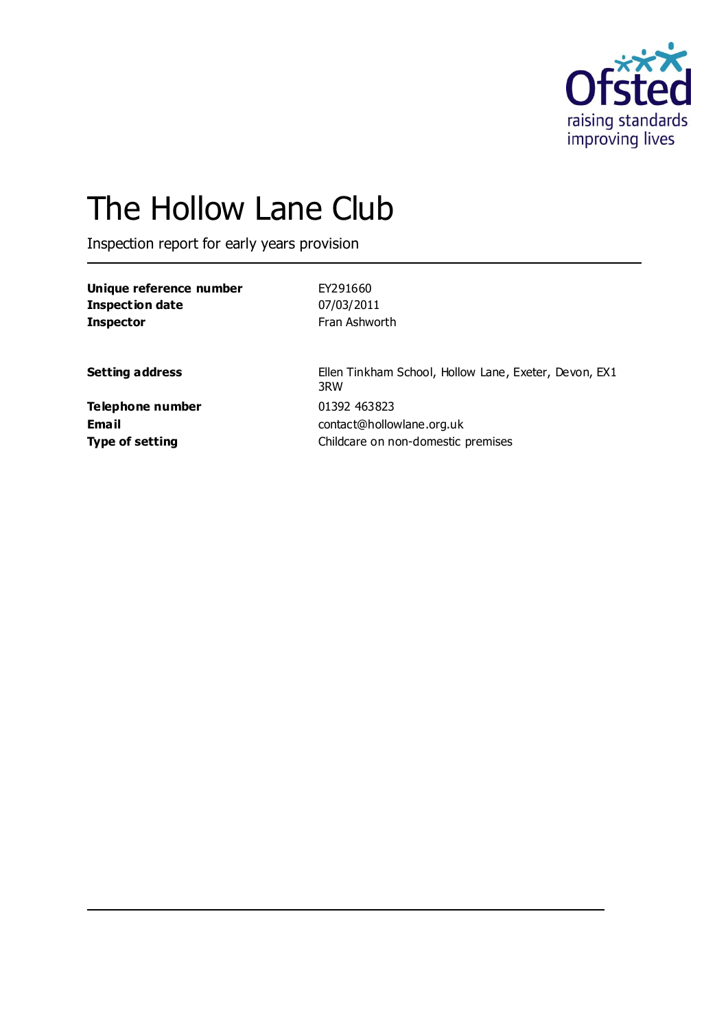# The Hollow Lane Club

Inspection report for early years provision

| | |
|---|---|
| **Unique reference number** | EY291660 |
| **Inspection date** | 07/03/2011 |
| **Inspector** | Fran Ashworth |

| | |
|---|---|
| **Setting address** | Ellen Tinkham School, Hollow Lane, Exeter, Devon, EX1 3RW |
| **Telephone number** | 01392 463823 |
| **Email** | contact@hollowlane.org.uk |
| **Type of setting** | Childcare on non-domestic premises |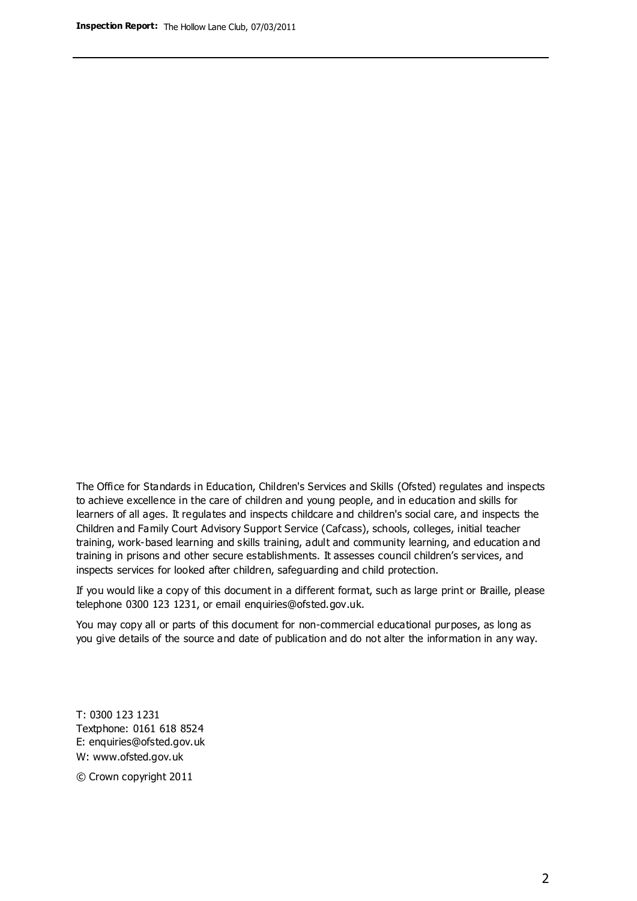The Office for Standards in Education, Children's Services and Skills (Ofsted) regulates and inspects to achieve excellence in the care of children and young people, and in education and skills for learners of all ages. It regulates and inspects childcare and children's social care, and inspects the Children and Family Court Advisory Support Service (Cafcass), schools, colleges, initial teacher training, work-based learning and skills training, adult and community learning, and education and training in prisons and other secure establishments. It assesses council children's services, and inspects services for looked after children, safeguarding and child protection.

If you would like a copy of this document in a different format, such as large print or Braille, please telephone 0300 123 1231, or email enquiries@ofsted.gov.uk.

You may copy all or parts of this document for non-commercial educational purposes, as long as you give details of the source and date of publication and do not alter the information in any way.

T: 0300 123 1231
Textphone: 0161 618 8524
E: enquiries@ofsted.gov.uk
W: www.ofsted.gov.uk

© Crown copyright 2011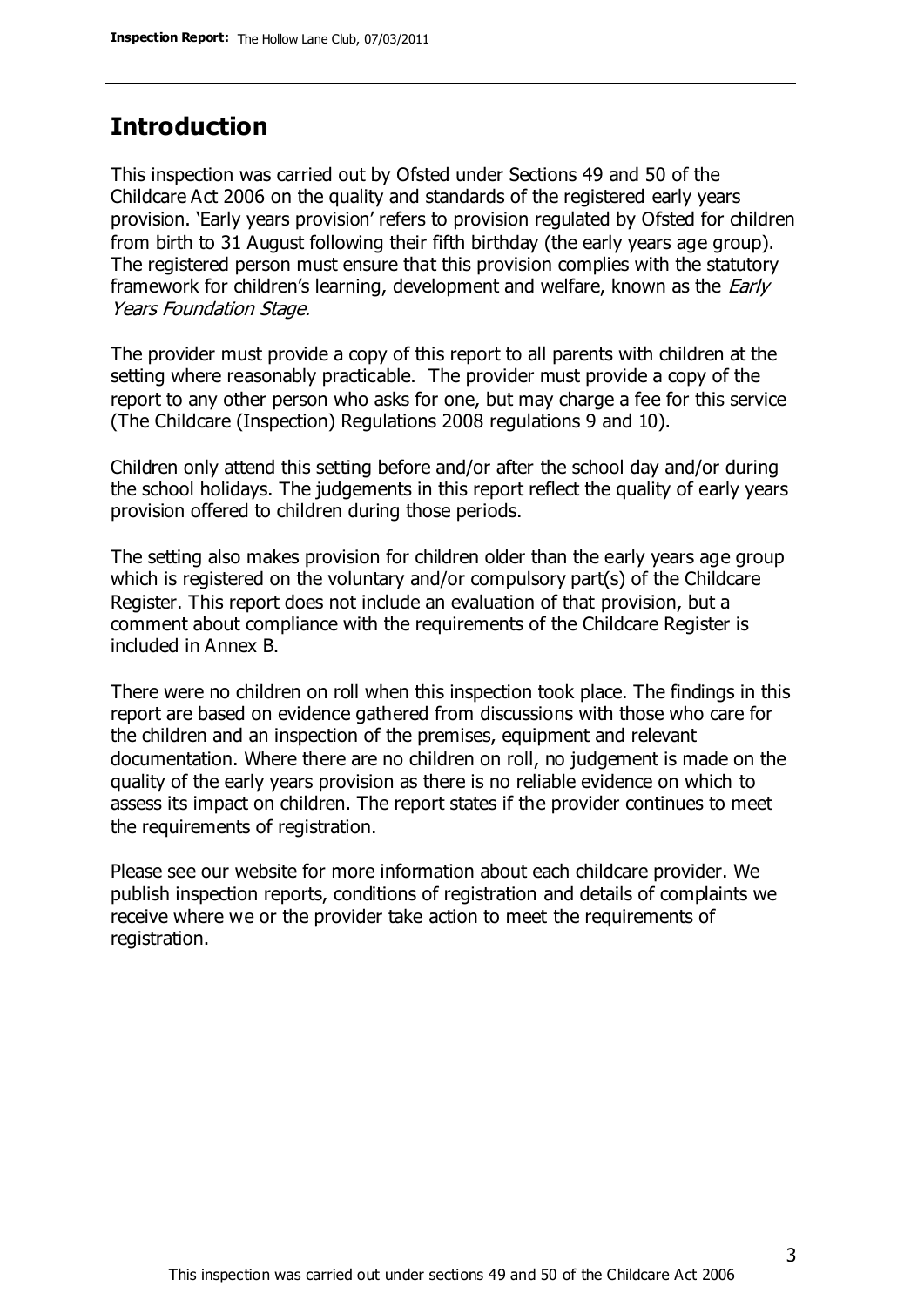## Introduction

This inspection was carried out by Ofsted under Sections 49 and 50 of the Childcare Act 2006 on the quality and standards of the registered early years provision. 'Early years provision' refers to provision regulated by Ofsted for children from birth to 31 August following their fifth birthday (the early years age group). The registered person must ensure that this provision complies with the statutory framework for children's learning, development and welfare, known as the *Early Years Foundation Stage.*

The provider must provide a copy of this report to all parents with children at the setting where reasonably practicable. The provider must provide a copy of the report to any other person who asks for one, but may charge a fee for this service (The Childcare (Inspection) Regulations 2008 regulations 9 and 10).

Children only attend this setting before and/or after the school day and/or during the school holidays. The judgements in this report reflect the quality of early years provision offered to children during those periods.

The setting also makes provision for children older than the early years age group which is registered on the voluntary and/or compulsory part(s) of the Childcare Register. This report does not include an evaluation of that provision, but a comment about compliance with the requirements of the Childcare Register is included in Annex B.

There were no children on roll when this inspection took place. The findings in this report are based on evidence gathered from discussions with those who care for the children and an inspection of the premises, equipment and relevant documentation. Where there are no children on roll, no judgement is made on the quality of the early years provision as there is no reliable evidence on which to assess its impact on children. The report states if the provider continues to meet the requirements of registration.

Please see our website for more information about each childcare provider. We publish inspection reports, conditions of registration and details of complaints we receive where we or the provider take action to meet the requirements of registration.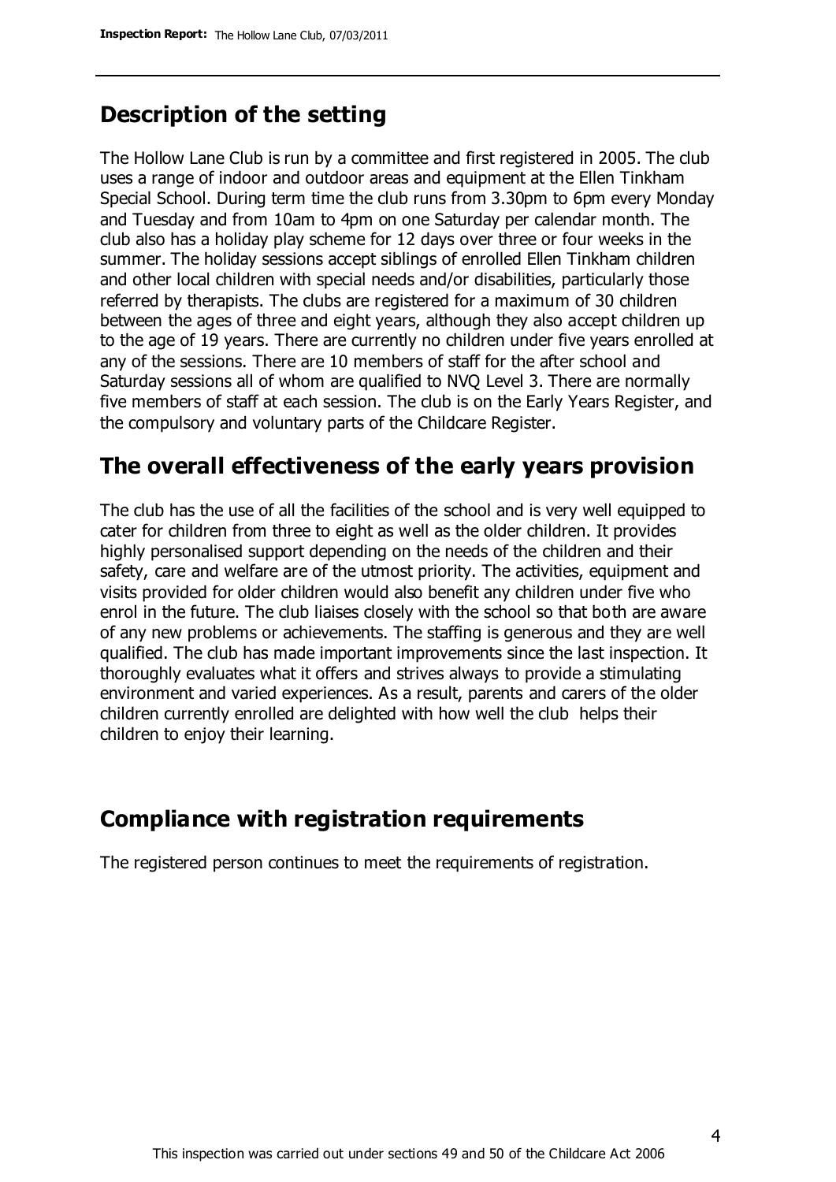## Description of the setting

The Hollow Lane Club is run by a committee and first registered in 2005. The club uses a range of indoor and outdoor areas and equipment at the Ellen Tinkham Special School. During term time the club runs from 3.30pm to 6pm every Monday and Tuesday and from 10am to 4pm on one Saturday per calendar month. The club also has a holiday play scheme for 12 days over three or four weeks in the summer. The holiday sessions accept siblings of enrolled Ellen Tinkham children and other local children with special needs and/or disabilities, particularly those referred by therapists. The clubs are registered for a maximum of 30 children between the ages of three and eight years, although they also accept children up to the age of 19 years. There are currently no children under five years enrolled at any of the sessions. There are 10 members of staff for the after school and Saturday sessions all of whom are qualified to NVQ Level 3. There are normally five members of staff at each session. The club is on the Early Years Register, and the compulsory and voluntary parts of the Childcare Register.

## The overall effectiveness of the early years provision

The club has the use of all the facilities of the school and is very well equipped to cater for children from three to eight as well as the older children. It provides highly personalised support depending on the needs of the children and their safety, care and welfare are of the utmost priority. The activities, equipment and visits provided for older children would also benefit any children under five who enrol in the future. The club liaises closely with the school so that both are aware of any new problems or achievements. The staffing is generous and they are well qualified. The club has made important improvements since the last inspection. It thoroughly evaluates what it offers and strives always to provide a stimulating environment and varied experiences. As a result, parents and carers of the older children currently enrolled are delighted with how well the club helps their children to enjoy their learning.

## Compliance with registration requirements

The registered person continues to meet the requirements of registration.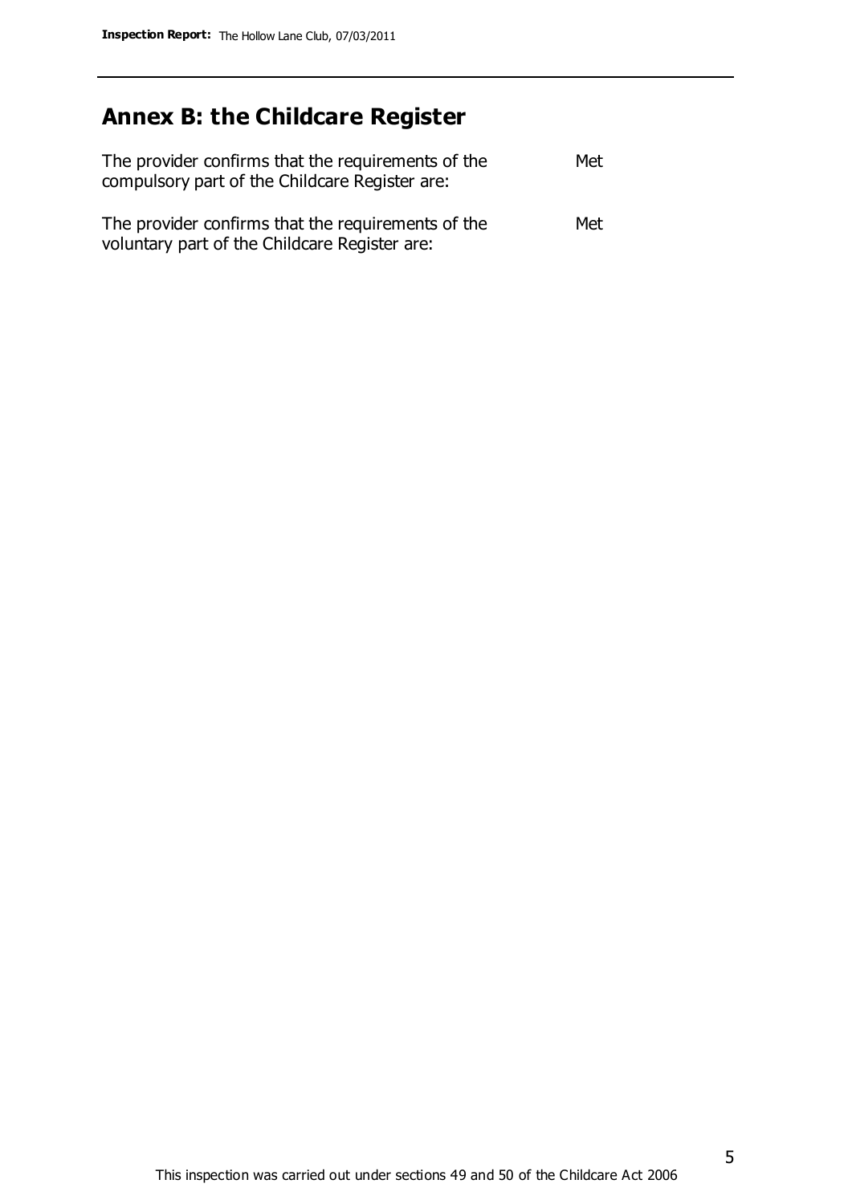## Annex B: the Childcare Register

| | |
|---|---|
| The provider confirms that the requirements of the compulsory part of the Childcare Register are: | Met |
| The provider confirms that the requirements of the voluntary part of the Childcare Register are: | Met |

This inspection was carried out under sections 49 and 50 of the Childcare Act 2006